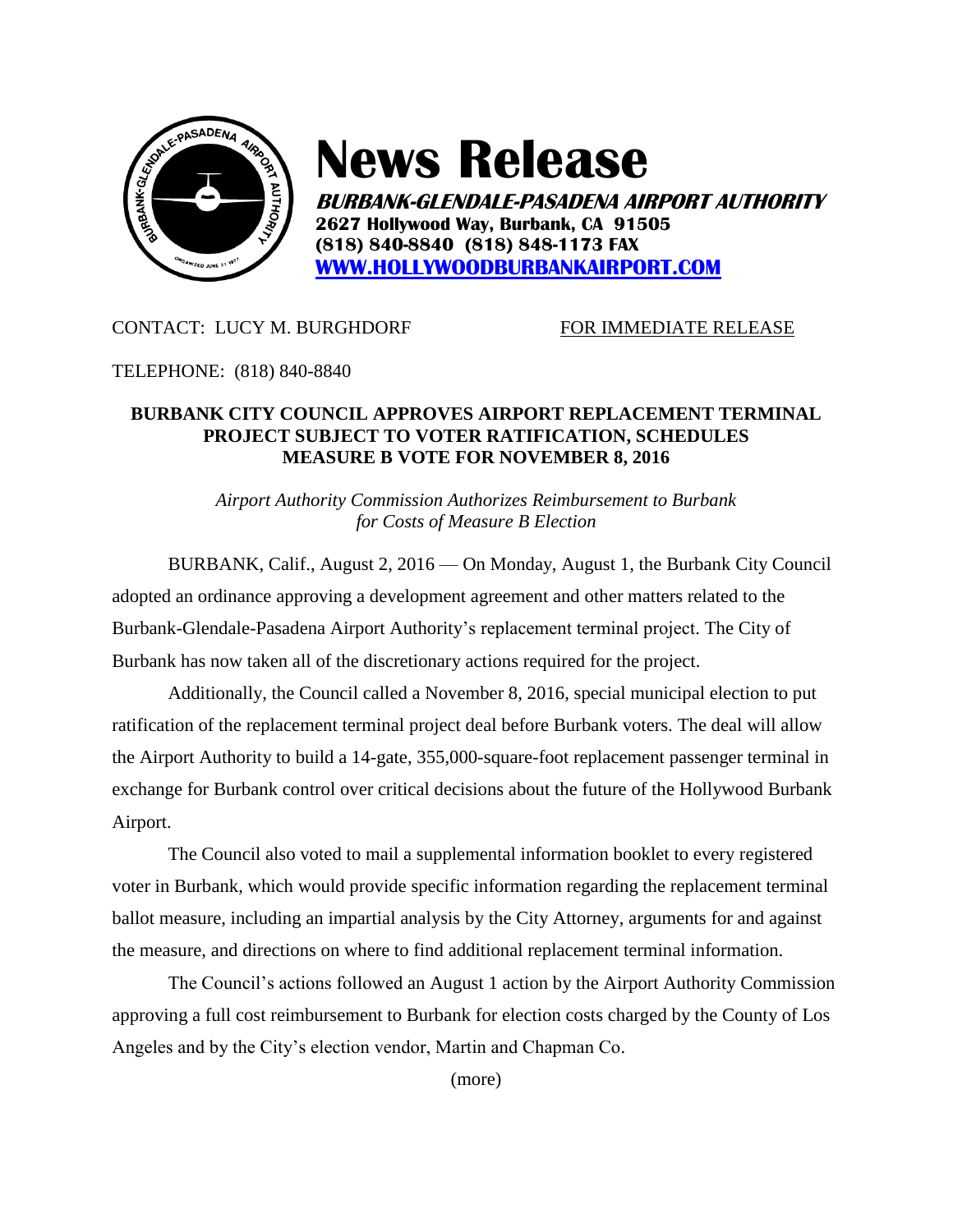# News Release

**BURBANK-GLENDALE-PASADENA AIRPORT AUTHORITY**
**2627 Hollywood Way, Burbank, CA 91505**
**(818) 840-8840 (818) 848-1173 FAX**
**WWW.HOLLYWOODBURBANKAIRPORT.COM**

CONTACT: LUCY M. BURGHDORF FOR IMMEDIATE RELEASE

TELEPHONE: (818) 840-8840

## BURBANK CITY COUNCIL APPROVES AIRPORT REPLACEMENT TERMINAL PROJECT SUBJECT TO VOTER RATIFICATION, SCHEDULES MEASURE B VOTE FOR NOVEMBER 8, 2016

*Airport Authority Commission Authorizes Reimbursement to Burbank for Costs of Measure B Election*

BURBANK, Calif., August 2, 2016 — On Monday, August 1, the Burbank City Council adopted an ordinance approving a development agreement and other matters related to the Burbank-Glendale-Pasadena Airport Authority's replacement terminal project. The City of Burbank has now taken all of the discretionary actions required for the project.

Additionally, the Council called a November 8, 2016, special municipal election to put ratification of the replacement terminal project deal before Burbank voters. The deal will allow the Airport Authority to build a 14-gate, 355,000-square-foot replacement passenger terminal in exchange for Burbank control over critical decisions about the future of the Hollywood Burbank Airport.

The Council also voted to mail a supplemental information booklet to every registered voter in Burbank, which would provide specific information regarding the replacement terminal ballot measure, including an impartial analysis by the City Attorney, arguments for and against the measure, and directions on where to find additional replacement terminal information.

The Council's actions followed an August 1 action by the Airport Authority Commission approving a full cost reimbursement to Burbank for election costs charged by the County of Los Angeles and by the City's election vendor, Martin and Chapman Co.

(more)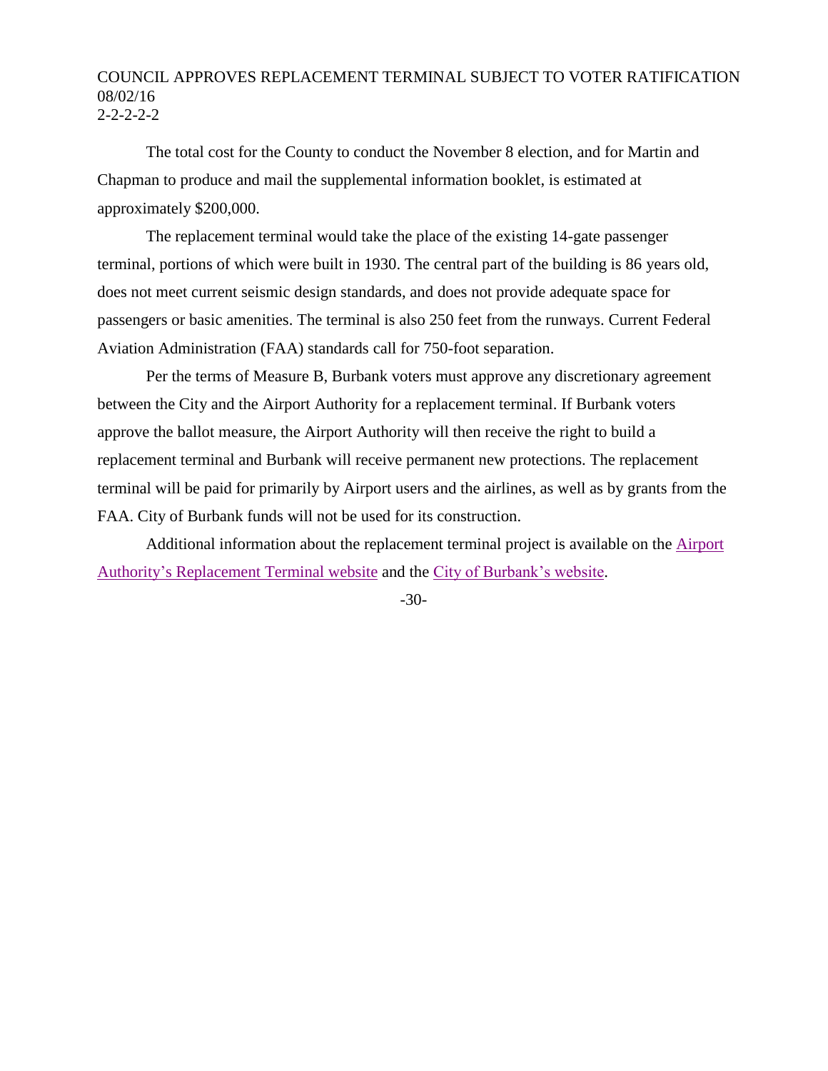The total cost for the County to conduct the November 8 election, and for Martin and Chapman to produce and mail the supplemental information booklet, is estimated at approximately $200,000.

The replacement terminal would take the place of the existing 14-gate passenger terminal, portions of which were built in 1930. The central part of the building is 86 years old, does not meet current seismic design standards, and does not provide adequate space for passengers or basic amenities. The terminal is also 250 feet from the runways. Current Federal Aviation Administration (FAA) standards call for 750-foot separation.

Per the terms of Measure B, Burbank voters must approve any discretionary agreement between the City and the Airport Authority for a replacement terminal. If Burbank voters approve the ballot measure, the Airport Authority will then receive the right to build a replacement terminal and Burbank will receive permanent new protections. The replacement terminal will be paid for primarily by Airport users and the airlines, as well as by grants from the FAA. City of Burbank funds will not be used for its construction.

Additional information about the replacement terminal project is available on the Airport Authority's Replacement Terminal website and the City of Burbank's website.

-30-